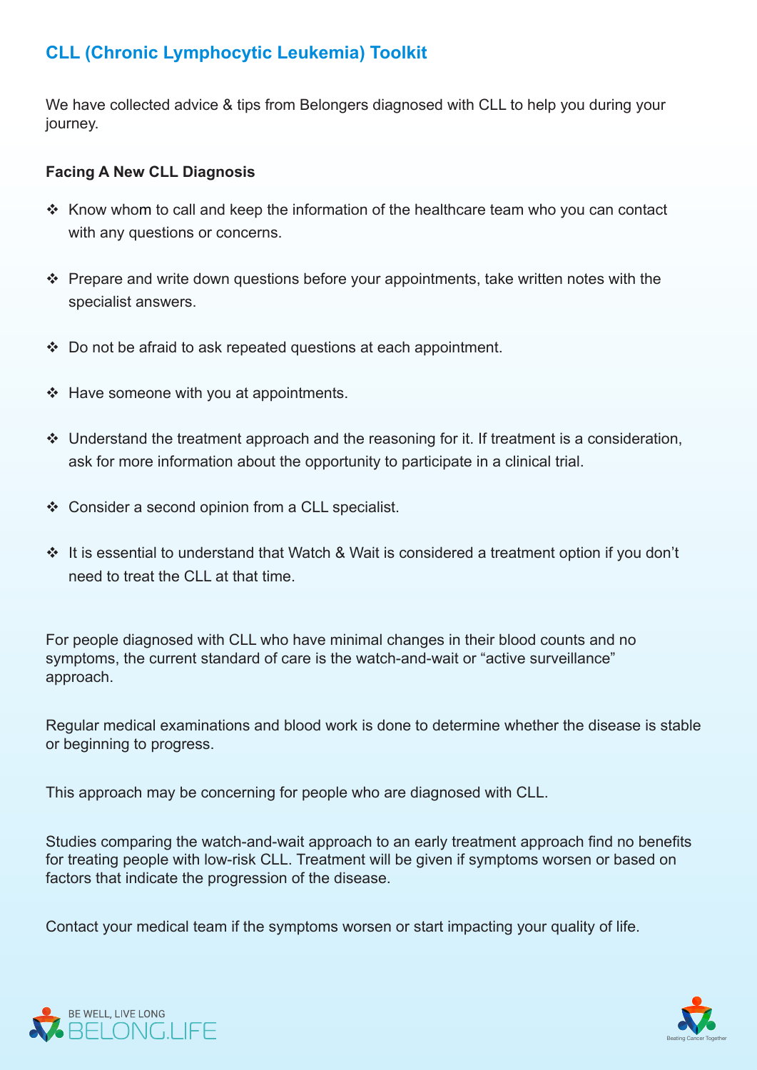# CLL (Chronic Lymphocytic Leukemia) Toolkit

We have collected advice & tips from Belongers diagnosed with CLL to help you during your journey.

**Facing A New CLL Diagnosis**

- Know whom to call and keep the information of the healthcare team who you can contact with any questions or concerns.
- Prepare and write down questions before your appointments, take written notes with the specialist answers.
- Do not be afraid to ask repeated questions at each appointment.
- Have someone with you at appointments.
- Understand the treatment approach and the reasoning for it. If treatment is a consideration, ask for more information about the opportunity to participate in a clinical trial.
- Consider a second opinion from a CLL specialist.
- It is essential to understand that Watch & Wait is considered a treatment option if you don't need to treat the CLL at that time.

For people diagnosed with CLL who have minimal changes in their blood counts and no symptoms, the current standard of care is the watch-and-wait or "active surveillance" approach.

Regular medical examinations and blood work is done to determine whether the disease is stable or beginning to progress.

This approach may be concerning for people who are diagnosed with CLL.

Studies comparing the watch-and-wait approach to an early treatment approach find no benefits for treating people with low-risk CLL. Treatment will be given if symptoms worsen or based on factors that indicate the progression of the disease.

Contact your medical team if the symptoms worsen or start impacting your quality of life.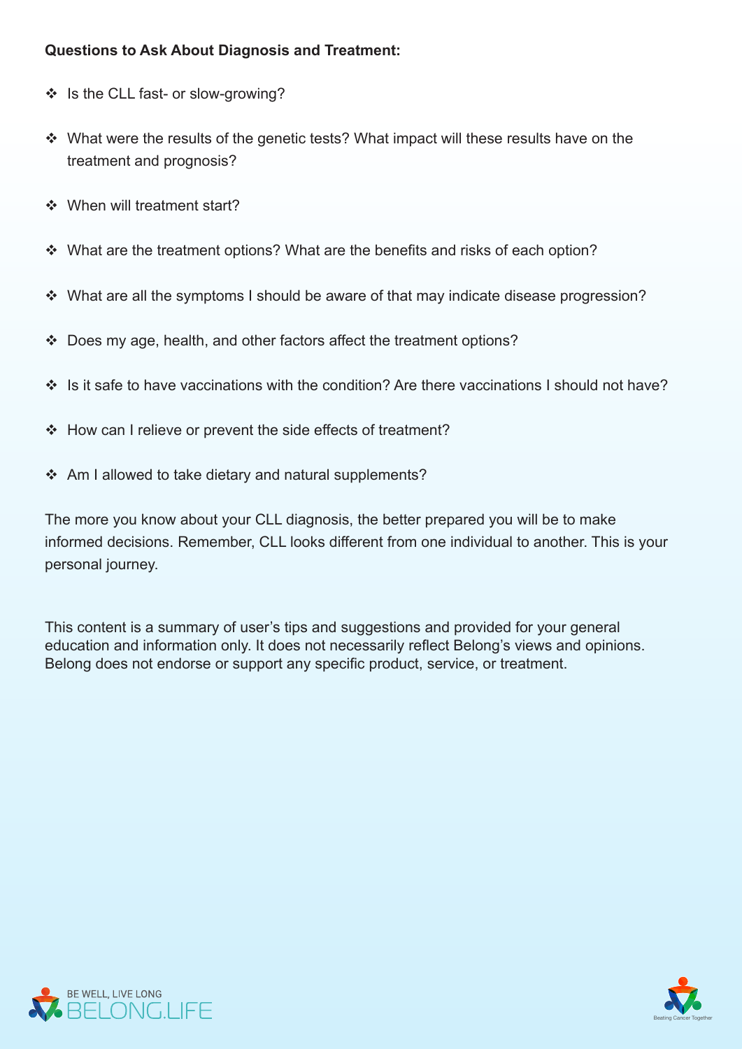**Questions to Ask About Diagnosis and Treatment:**

- Is the CLL fast- or slow-growing?
- What were the results of the genetic tests? What impact will these results have on the treatment and prognosis?
- When will treatment start?
- What are the treatment options? What are the benefits and risks of each option?
- What are all the symptoms I should be aware of that may indicate disease progression?
- Does my age, health, and other factors affect the treatment options?
- Is it safe to have vaccinations with the condition? Are there vaccinations I should not have?
- How can I relieve or prevent the side effects of treatment?
- Am I allowed to take dietary and natural supplements?

The more you know about your CLL diagnosis, the better prepared you will be to make informed decisions. Remember, CLL looks different from one individual to another. This is your personal journey.

This content is a summary of user's tips and suggestions and provided for your general education and information only. It does not necessarily reflect Belong's views and opinions. Belong does not endorse or support any specific product, service, or treatment.

BE WELL, LIVE LONG
BELONG.LIFE

Beating Cancer Together